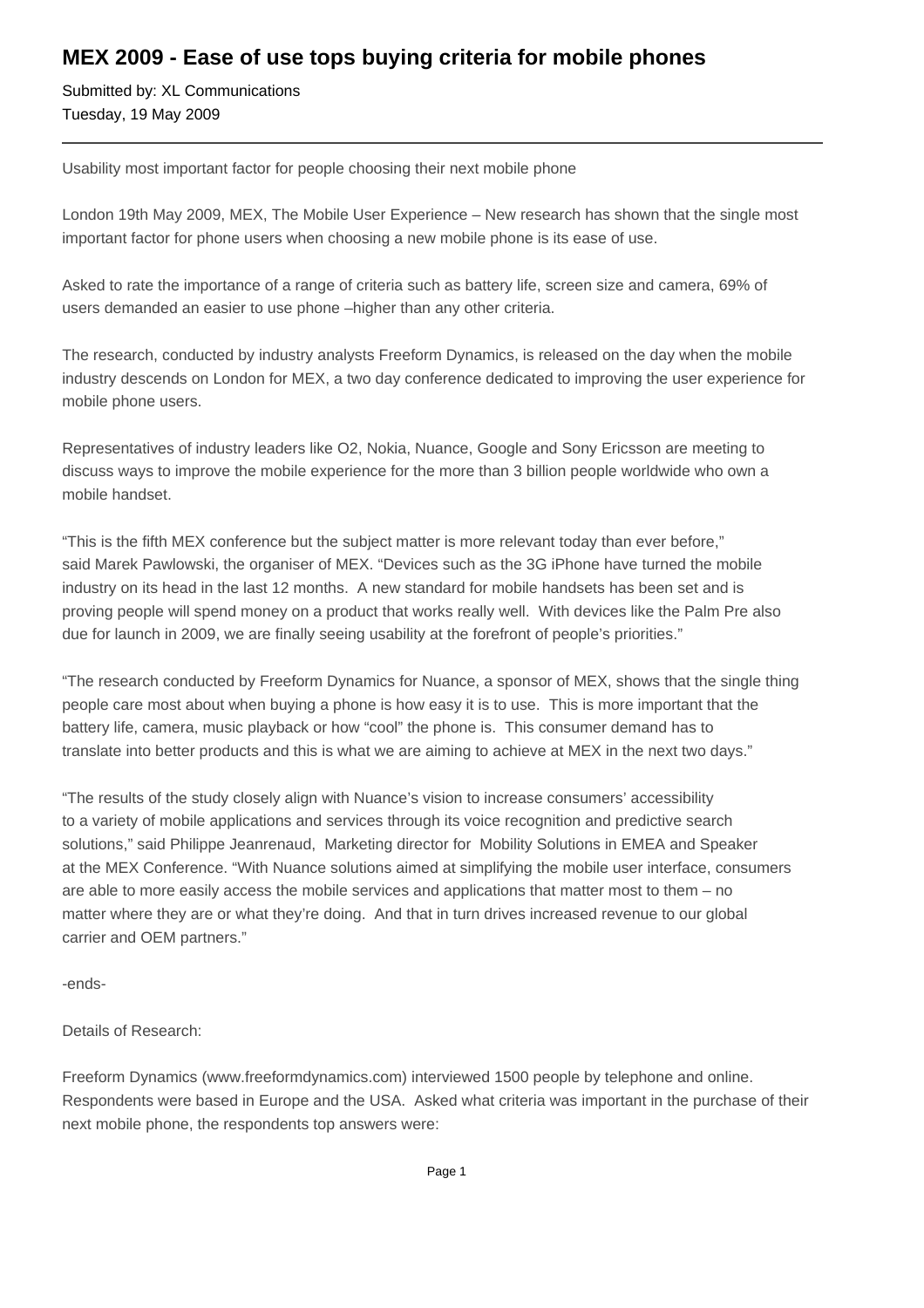# MEX 2009 - Ease of use tops buying criteria for mobile phones

Submitted by: XL Communications
Tuesday, 19 May 2009

---

Usability most important factor for people choosing their next mobile phone

London 19th May 2009, MEX, The Mobile User Experience – New research has shown that the single most important factor for phone users when choosing a new mobile phone is its ease of use.

Asked to rate the importance of a range of criteria such as battery life, screen size and camera, 69% of users demanded an easier to use phone –higher than any other criteria.

The research, conducted by industry analysts Freeform Dynamics, is released on the day when the mobile industry descends on London for MEX, a two day conference dedicated to improving the user experience for mobile phone users.

Representatives of industry leaders like O2, Nokia, Nuance, Google and Sony Ericsson are meeting to discuss ways to improve the mobile experience for the more than 3 billion people worldwide who own a mobile handset.

"This is the fifth MEX conference but the subject matter is more relevant today than ever before," said Marek Pawlowski, the organiser of MEX. "Devices such as the 3G iPhone have turned the mobile industry on its head in the last 12 months. A new standard for mobile handsets has been set and is proving people will spend money on a product that works really well. With devices like the Palm Pre also due for launch in 2009, we are finally seeing usability at the forefront of people's priorities."

"The research conducted by Freeform Dynamics for Nuance, a sponsor of MEX, shows that the single thing people care most about when buying a phone is how easy it is to use. This is more important that the battery life, camera, music playback or how "cool" the phone is. This consumer demand has to translate into better products and this is what we are aiming to achieve at MEX in the next two days."

"The results of the study closely align with Nuance's vision to increase consumers' accessibility to a variety of mobile applications and services through its voice recognition and predictive search solutions," said Philippe Jeanrenaud, Marketing director for Mobility Solutions in EMEA and Speaker at the MEX Conference. "With Nuance solutions aimed at simplifying the mobile user interface, consumers are able to more easily access the mobile services and applications that matter most to them – no matter where they are or what they're doing. And that in turn drives increased revenue to our global carrier and OEM partners."

-ends-

Details of Research:

Freeform Dynamics (www.freeformdynamics.com) interviewed 1500 people by telephone and online. Respondents were based in Europe and the USA. Asked what criteria was important in the purchase of their next mobile phone, the respondents top answers were: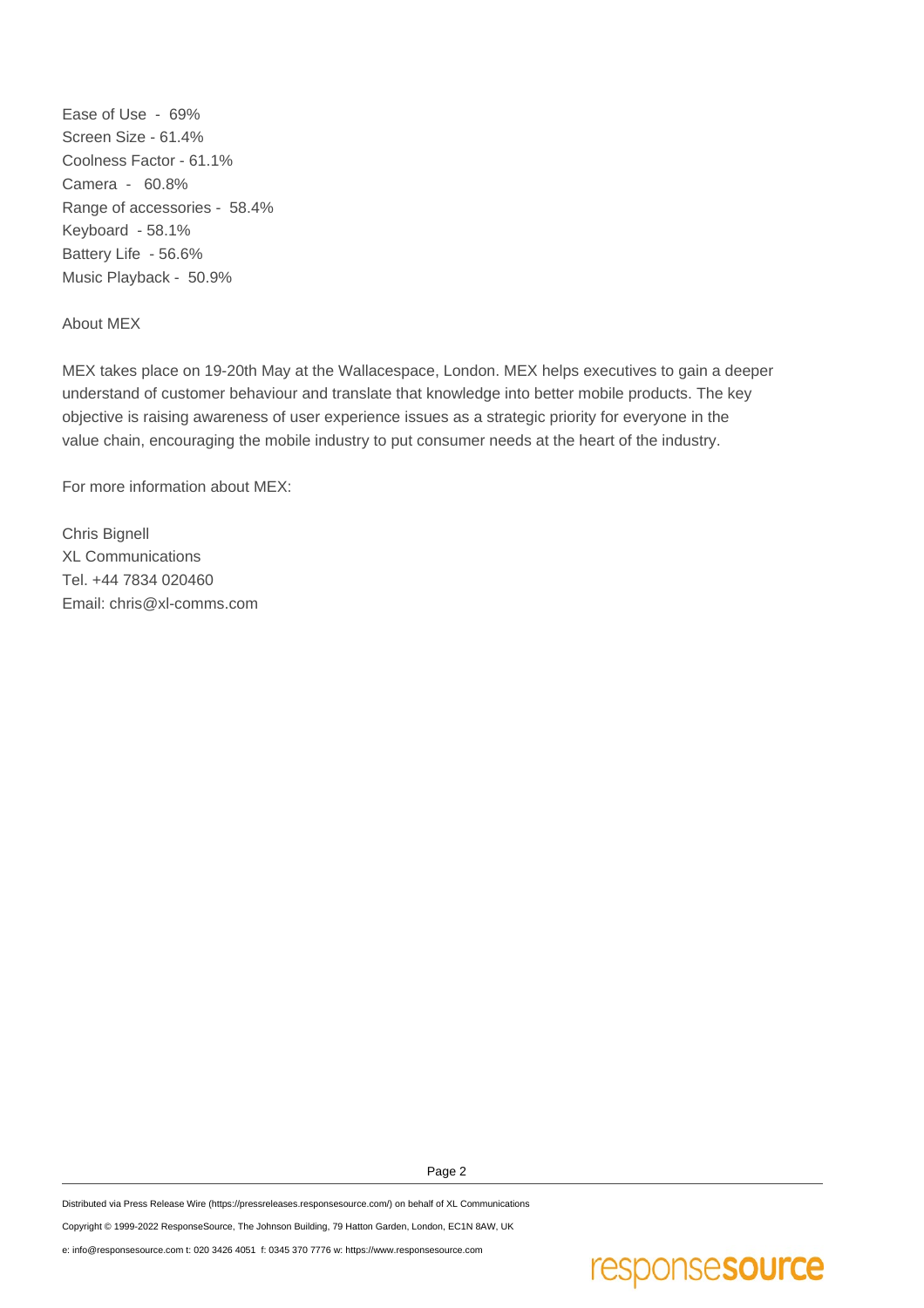Ease of Use - 69%
Screen Size - 61.4%
Coolness Factor - 61.1%
Camera - 60.8%
Range of accessories - 58.4%
Keyboard - 58.1%
Battery Life - 56.6%
Music Playback - 50.9%

About MEX

MEX takes place on 19-20th May at the Wallacespace, London. MEX helps executives to gain a deeper understand of customer behaviour and translate that knowledge into better mobile products. The key objective is raising awareness of user experience issues as a strategic priority for everyone in the value chain, encouraging the mobile industry to put consumer needs at the heart of the industry.

For more information about MEX:

Chris Bignell
XL Communications
Tel. +44 7834 020460
Email: chris@xl-comms.com